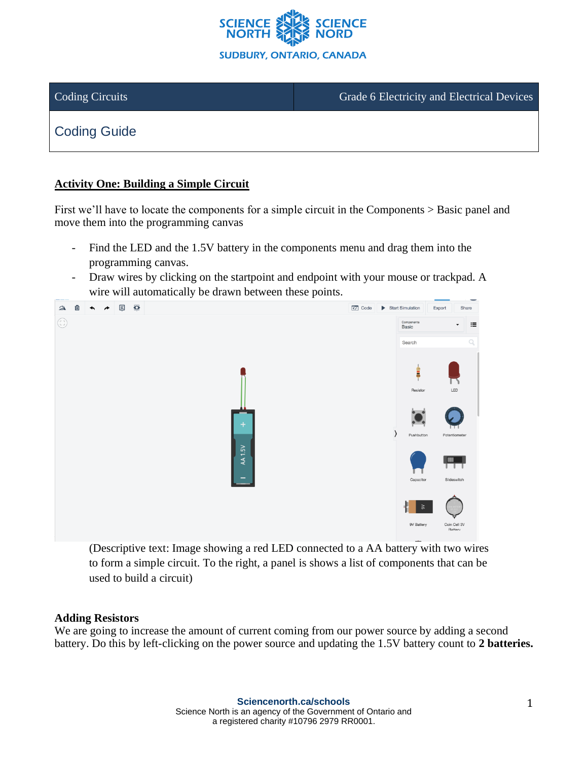| Coding Circuits | Grade 6 Electricity and Electrical Devices |
| --- | --- |

## Coding Guide

### Activity One: Building a Simple Circuit

First we'll have to locate the components for a simple circuit in the Components > Basic panel and move them into the programming canvas

- Find the LED and the 1.5V battery in the components menu and drag them into the programming canvas.
- Draw wires by clicking on the startpoint and endpoint with your mouse or trackpad. A wire will automatically be drawn between these points.

(Descriptive text: Image showing a red LED connected to a AA battery with two wires to form a simple circuit. To the right, a panel is shows a list of components that can be used to build a circuit)

### Adding Resistors

We are going to increase the amount of current coming from our power source by adding a second battery. Do this by left-clicking on the power source and updating the 1.5V battery count to **2 batteries.**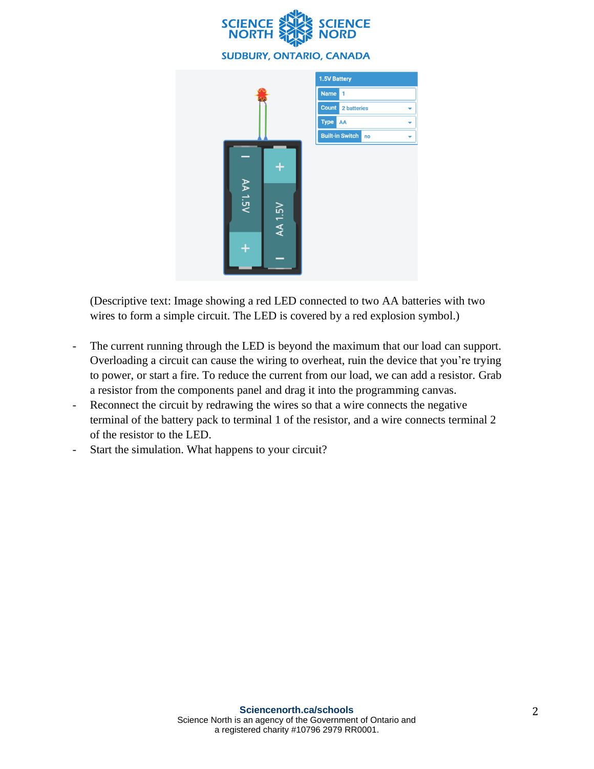(Descriptive text: Image showing a red LED connected to two AA batteries with two wires to form a simple circuit. The LED is covered by a red explosion symbol.)

- The current running through the LED is beyond the maximum that our load can support. Overloading a circuit can cause the wiring to overheat, ruin the device that you're trying to power, or start a fire. To reduce the current from our load, we can add a resistor. Grab a resistor from the components panel and drag it into the programming canvas.
- Reconnect the circuit by redrawing the wires so that a wire connects the negative terminal of the battery pack to terminal 1 of the resistor, and a wire connects terminal 2 of the resistor to the LED.
- Start the simulation. What happens to your circuit?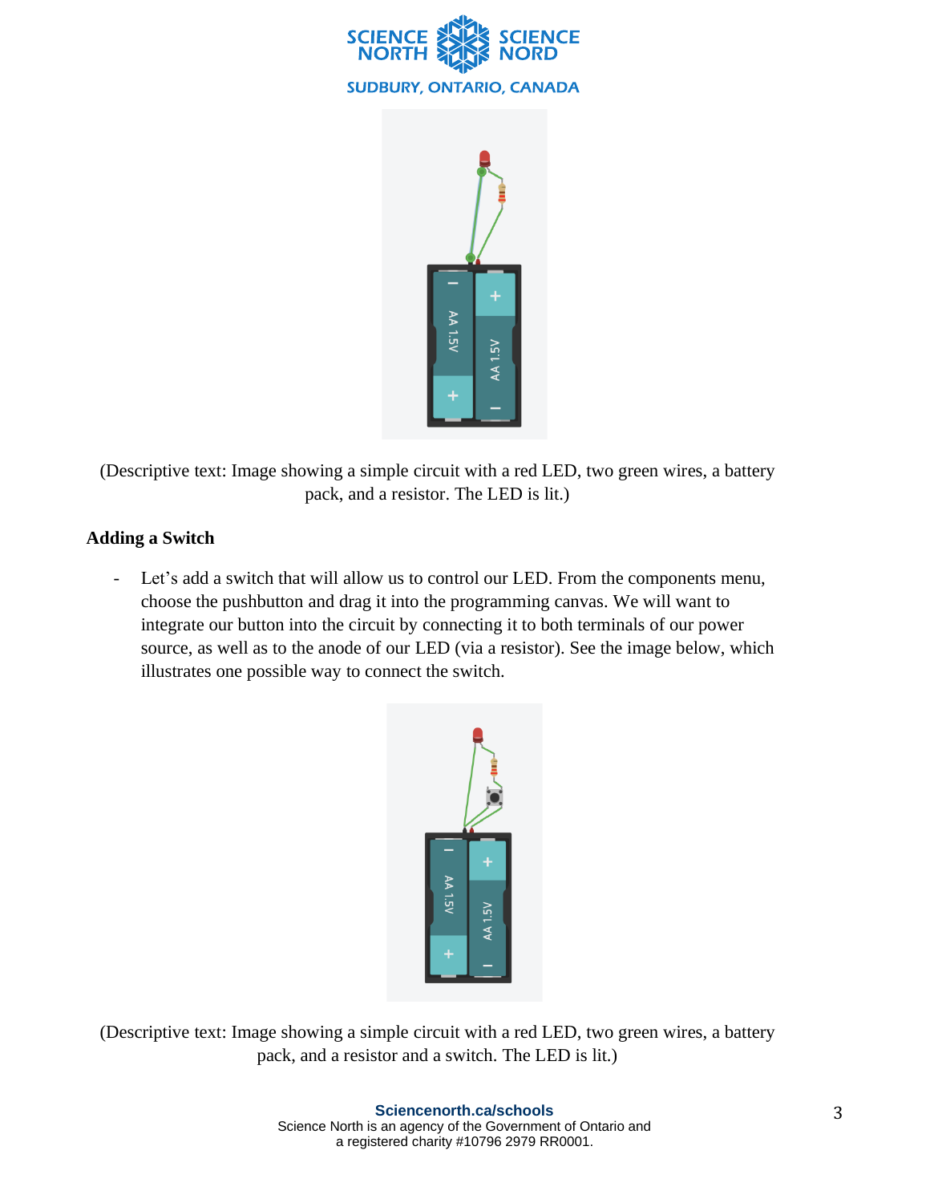(Descriptive text: Image showing a simple circuit with a red LED, two green wires, a battery pack, and a resistor. The LED is lit.)

### Adding a Switch

- Let's add a switch that will allow us to control our LED. From the components menu, choose the pushbutton and drag it into the programming canvas. We will want to integrate our button into the circuit by connecting it to both terminals of our power source, as well as to the anode of our LED (via a resistor). See the image below, which illustrates one possible way to connect the switch.

(Descriptive text: Image showing a simple circuit with a red LED, two green wires, a battery pack, and a resistor and a switch. The LED is lit.)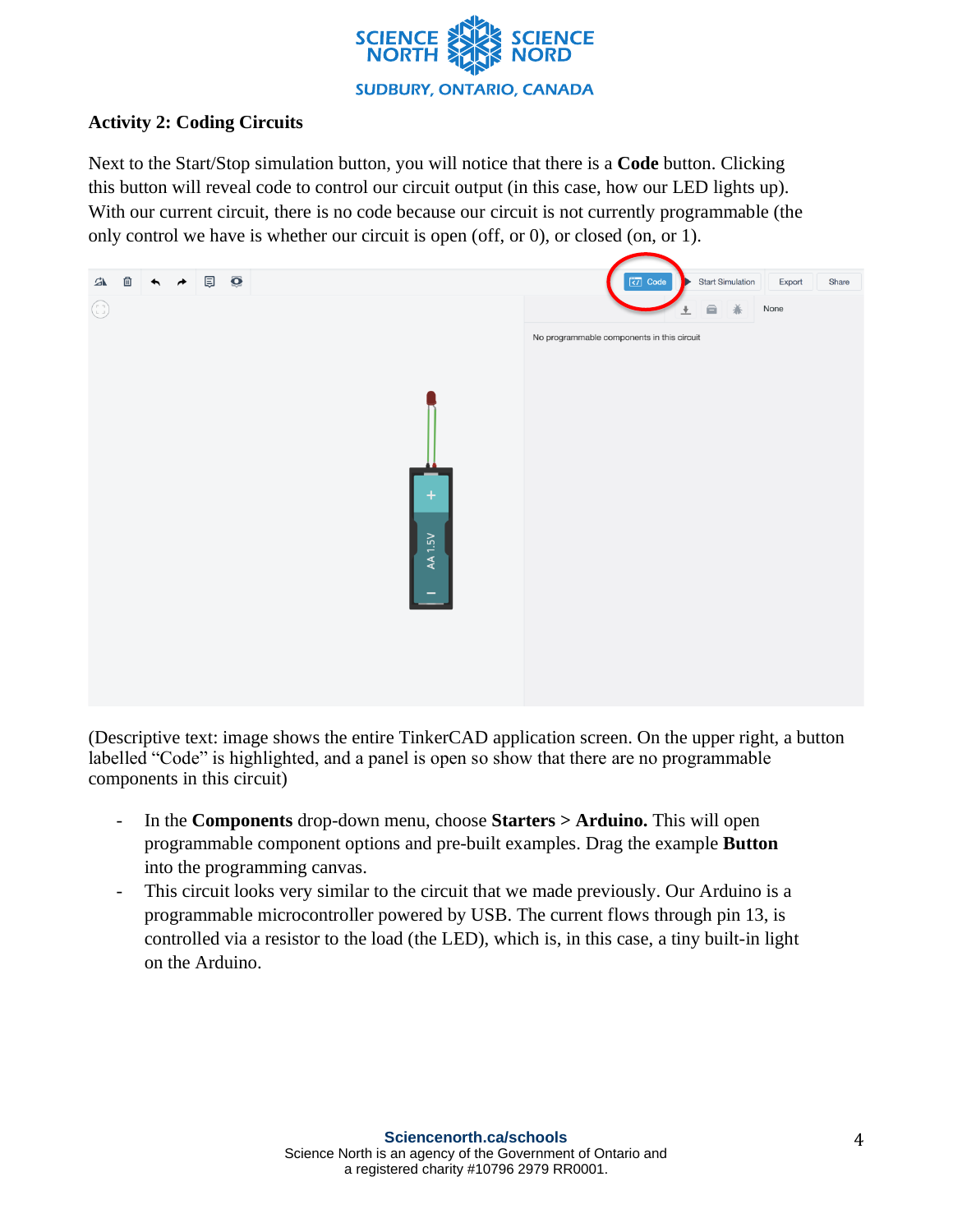### Activity 2: Coding Circuits

Next to the Start/Stop simulation button, you will notice that there is a **Code** button. Clicking this button will reveal code to control our circuit output (in this case, how our LED lights up). With our current circuit, there is no code because our circuit is not currently programmable (the only control we have is whether our circuit is open (off, or 0), or closed (on, or 1).

(Descriptive text: image shows the entire TinkerCAD application screen. On the upper right, a button labelled "Code" is highlighted, and a panel is open so show that there are no programmable components in this circuit)

- In the **Components** drop-down menu, choose **Starters** > **Arduino.** This will open programmable component options and pre-built examples. Drag the example **Button** into the programming canvas.
- This circuit looks very similar to the circuit that we made previously. Our Arduino is a programmable microcontroller powered by USB. The current flows through pin 13, is controlled via a resistor to the load (the LED), which is, in this case, a tiny built-in light on the Arduino.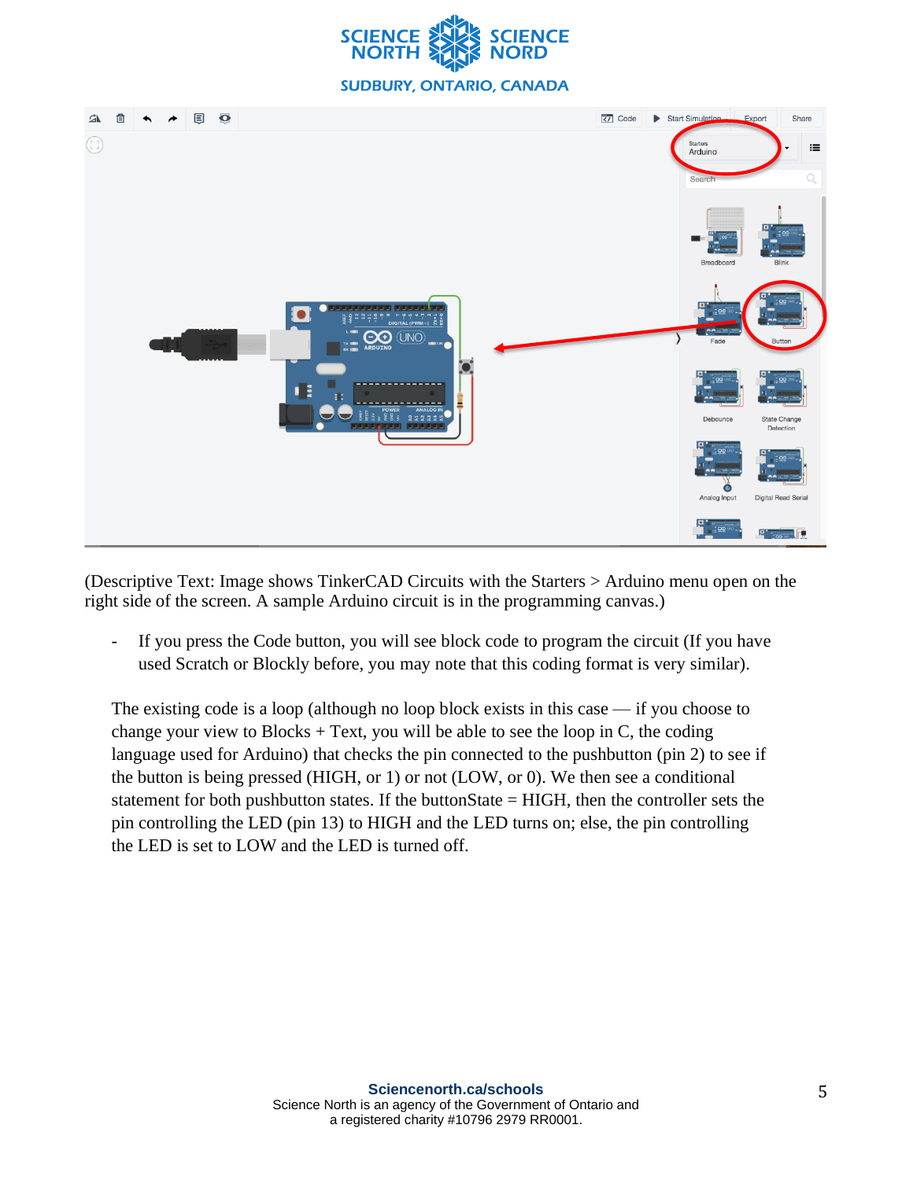(Descriptive Text: Image shows TinkerCAD Circuits with the Starters > Arduino menu open on the right side of the screen. A sample Arduino circuit is in the programming canvas.)

- If you press the Code button, you will see block code to program the circuit (If you have used Scratch or Blockly before, you may note that this coding format is very similar).

The existing code is a loop (although no loop block exists in this case — if you choose to change your view to Blocks + Text, you will be able to see the loop in C, the coding language used for Arduino) that checks the pin connected to the pushbutton (pin 2) to see if the button is being pressed (HIGH, or 1) or not (LOW, or 0). We then see a conditional statement for both pushbutton states. If the buttonState = HIGH, then the controller sets the pin controlling the LED (pin 13) to HIGH and the LED turns on; else, the pin controlling the LED is set to LOW and the LED is turned off.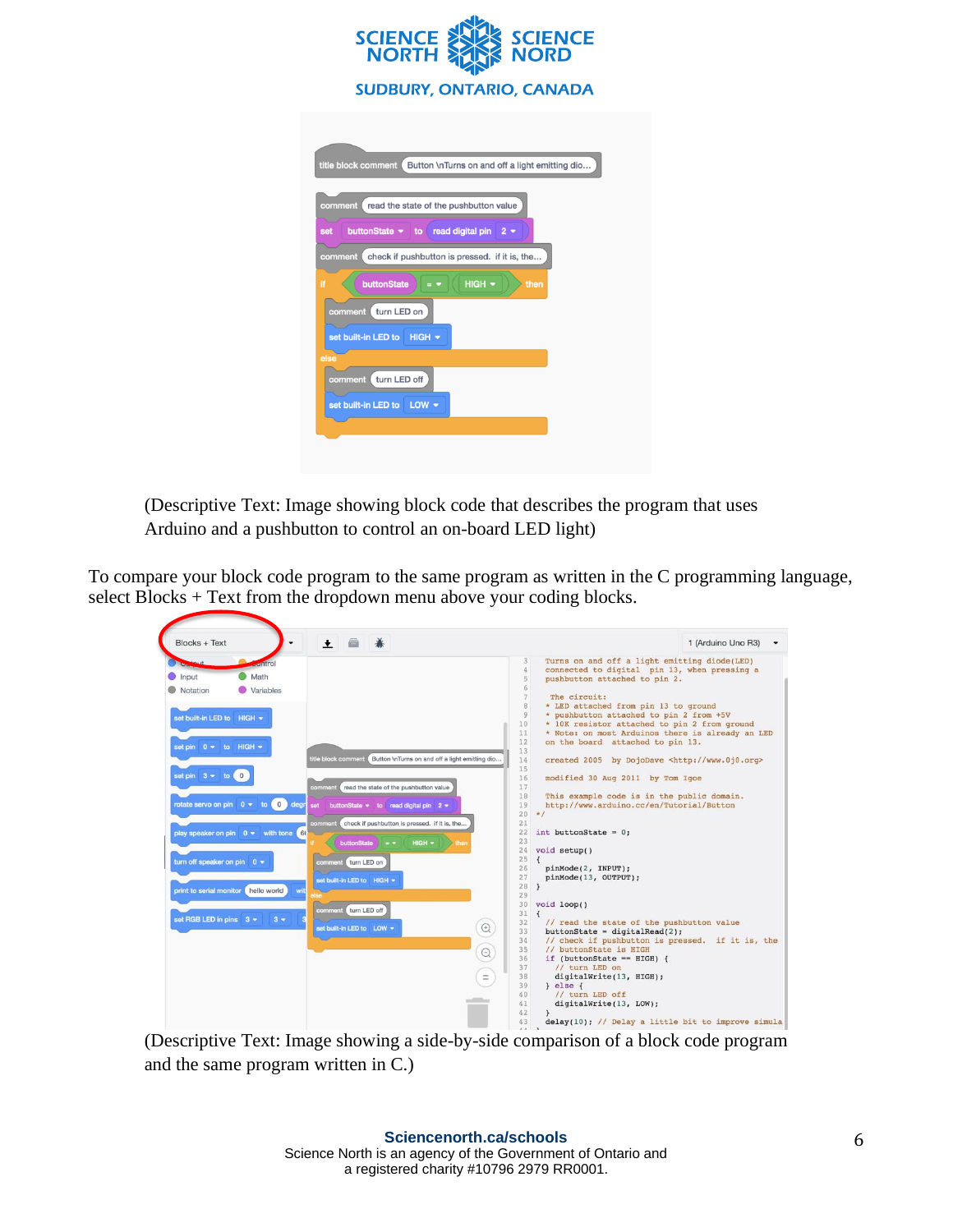(Descriptive Text: Image showing block code that describes the program that uses Arduino and a pushbutton to control an on-board LED light)

To compare your block code program to the same program as written in the C programming language, select Blocks + Text from the dropdown menu above your coding blocks.

(Descriptive Text: Image showing a side-by-side comparison of a block code program and the same program written in C.)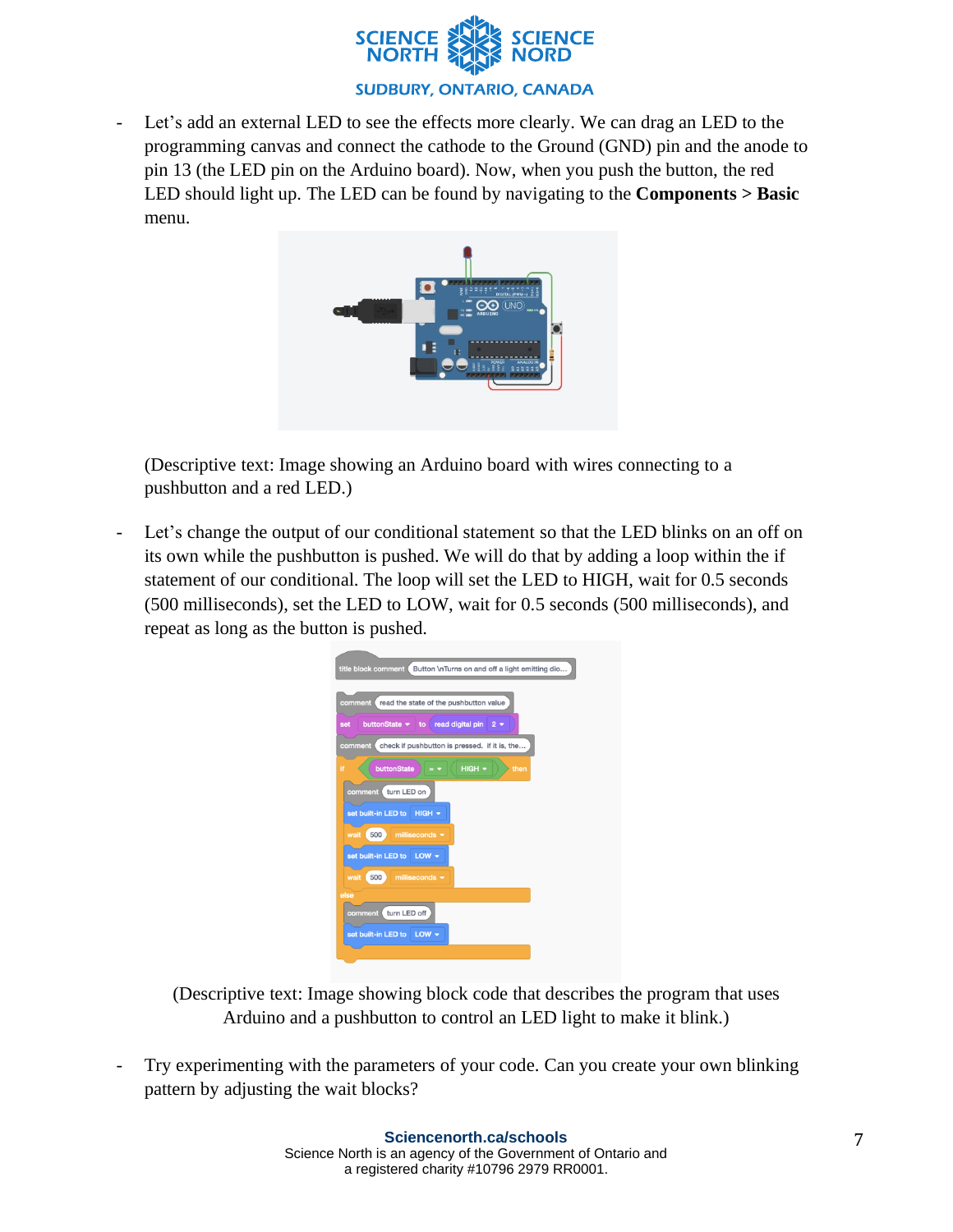- Let's add an external LED to see the effects more clearly. We can drag an LED to the programming canvas and connect the cathode to the Ground (GND) pin and the anode to pin 13 (the LED pin on the Arduino board). Now, when you push the button, the red LED should light up. The LED can be found by navigating to the **Components > Basic** menu.

(Descriptive text: Image showing an Arduino board with wires connecting to a pushbutton and a red LED.)

- Let's change the output of our conditional statement so that the LED blinks on an off on its own while the pushbutton is pushed. We will do that by adding a loop within the if statement of our conditional. The loop will set the LED to HIGH, wait for 0.5 seconds (500 milliseconds), set the LED to LOW, wait for 0.5 seconds (500 milliseconds), and repeat as long as the button is pushed.

(Descriptive text: Image showing block code that describes the program that uses Arduino and a pushbutton to control an LED light to make it blink.)

- Try experimenting with the parameters of your code. Can you create your own blinking pattern by adjusting the wait blocks?